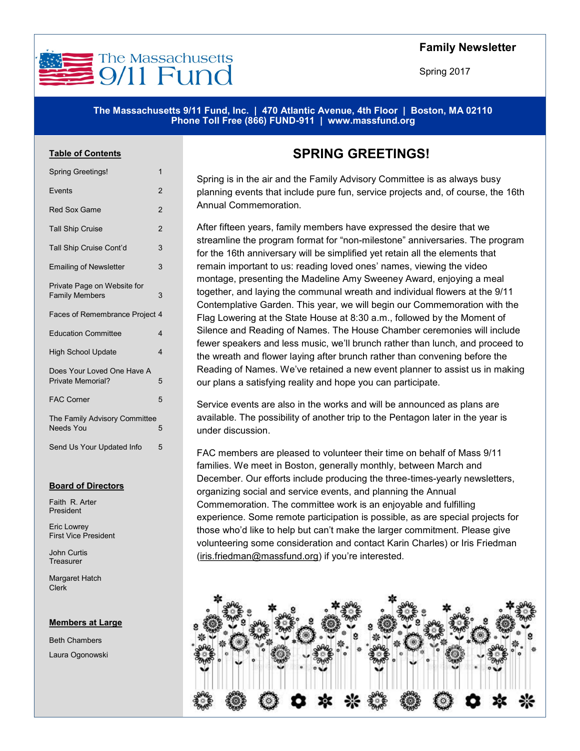# The Massachusetts 9/11 Fund

**Family Newsletter**

Spring 2017

**The Massachusetts 9/11 Fund, Inc. | 470 Atlantic Avenue, 4th Floor | Boston, MA 02110**
**Phone Toll Free (866) FUND-911 | www.massfund.org**

## SPRING GREETINGS!

Spring is in the air and the Family Advisory Committee is as always busy planning events that include pure fun, service projects and, of course, the 16th Annual Commemoration.

After fifteen years, family members have expressed the desire that we streamline the program format for "non-milestone" anniversaries. The program for the 16th anniversary will be simplified yet retain all the elements that remain important to us: reading loved ones' names, viewing the video montage, presenting the Madeline Amy Sweeney Award, enjoying a meal together, and laying the communal wreath and individual flowers at the 9/11 Contemplative Garden. This year, we will begin our Commemoration with the Flag Lowering at the State House at 8:30 a.m., followed by the Moment of Silence and Reading of Names. The House Chamber ceremonies will include fewer speakers and less music, we'll brunch rather than lunch, and proceed to the wreath and flower laying after brunch rather than convening before the Reading of Names. We've retained a new event planner to assist us in making our plans a satisfying reality and hope you can participate.

Service events are also in the works and will be announced as plans are available. The possibility of another trip to the Pentagon later in the year is under discussion.

FAC members are pleased to volunteer their time on behalf of Mass 9/11 families. We meet in Boston, generally monthly, between March and December. Our efforts include producing the three-times-yearly newsletters, organizing social and service events, and planning the Annual Commemoration. The committee work is an enjoyable and fulfilling experience. Some remote participation is possible, as are special projects for those who'd like to help but can't make the larger commitment. Please give volunteering some consideration and contact Karin Charles) or Iris Friedman (iris.friedman@massfund.org) if you're interested.

**Table of Contents**

| | |
|---|---|
| Spring Greetings! | 1 |
| Events | 2 |
| Red Sox Game | 2 |
| Tall Ship Cruise | 2 |
| Tall Ship Cruise Cont'd | 3 |
| Emailing of Newsletter | 3 |
| Private Page on Website for Family Members | 3 |
| Faces of Remembrance Project | 4 |
| Education Committee | 4 |
| High School Update | 4 |
| Does Your Loved One Have A Private Memorial? | 5 |
| FAC Corner | 5 |
| The Family Advisory Committee Needs You | 5 |
| Send Us Your Updated Info | 5 |

**Board of Directors**

Faith R. Arter
President

Eric Lowrey
First Vice President

John Curtis
Treasurer

Margaret Hatch
Clerk

**Members at Large**

Beth Chambers

Laura Ogonowski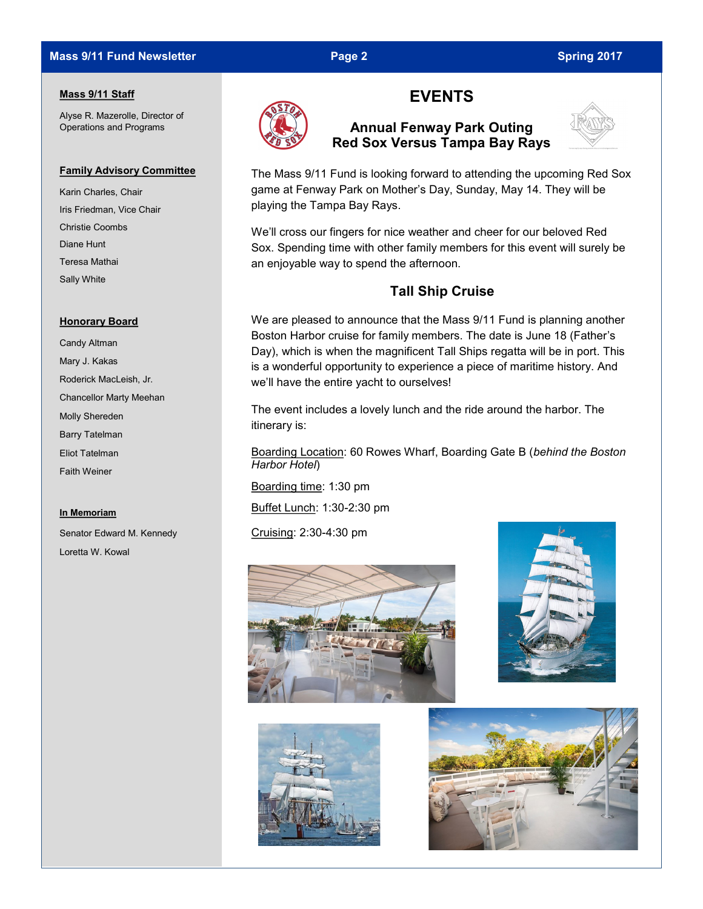### Mass 9/11 Staff

Alyse R. Mazerolle, Director of Operations and Programs

### Family Advisory Committee

Karin Charles, Chair
Iris Friedman, Vice Chair
Christie Coombs
Diane Hunt
Teresa Mathai
Sally White

### Honorary Board

Candy Altman
Mary J. Kakas
Roderick MacLeish, Jr.
Chancellor Marty Meehan
Molly Shereden
Barry Tatelman
Eliot Tatelman
Faith Weiner

### In Memoriam

Senator Edward M. Kennedy
Loretta W. Kowal

# EVENTS

## Annual Fenway Park Outing
## Red Sox Versus Tampa Bay Rays

The Mass 9/11 Fund is looking forward to attending the upcoming Red Sox game at Fenway Park on Mother's Day, Sunday, May 14. They will be playing the Tampa Bay Rays.

We'll cross our fingers for nice weather and cheer for our beloved Red Sox. Spending time with other family members for this event will surely be an enjoyable way to spend the afternoon.

## Tall Ship Cruise

We are pleased to announce that the Mass 9/11 Fund is planning another Boston Harbor cruise for family members. The date is June 18 (Father's Day), which is when the magnificent Tall Ships regatta will be in port. This is a wonderful opportunity to experience a piece of maritime history. And we'll have the entire yacht to ourselves!

The event includes a lovely lunch and the ride around the harbor. The itinerary is:

Boarding Location: 60 Rowes Wharf, Boarding Gate B (*behind the Boston Harbor Hotel*)

Boarding time: 1:30 pm

Buffet Lunch: 1:30-2:30 pm

Cruising: 2:30-4:30 pm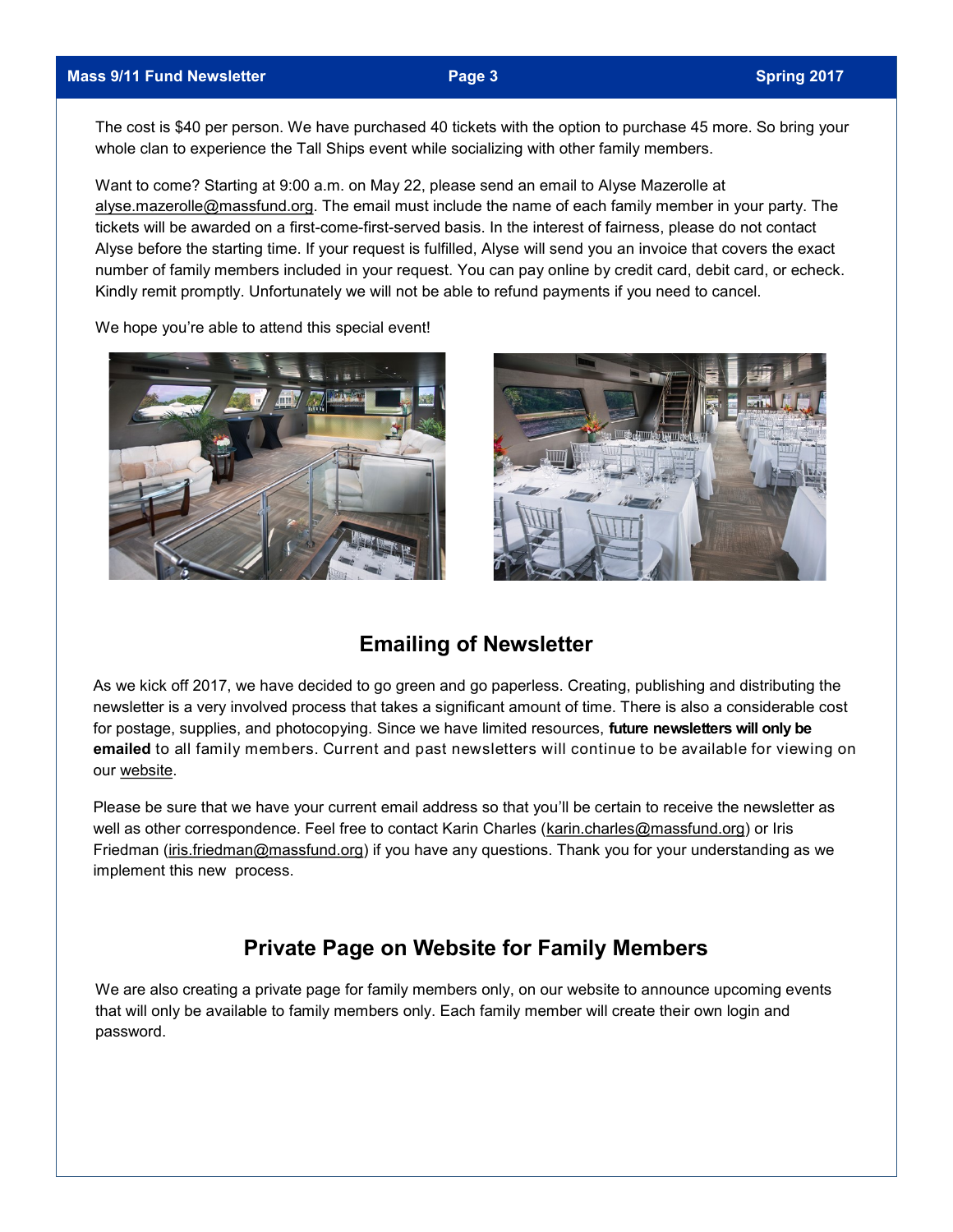The cost is $40 per person. We have purchased 40 tickets with the option to purchase 45 more. So bring your whole clan to experience the Tall Ships event while socializing with other family members.

Want to come? Starting at 9:00 a.m. on May 22, please send an email to Alyse Mazerolle at alyse.mazerolle@massfund.org. The email must include the name of each family member in your party. The tickets will be awarded on a first-come-first-served basis. In the interest of fairness, please do not contact Alyse before the starting time. If your request is fulfilled, Alyse will send you an invoice that covers the exact number of family members included in your request. You can pay online by credit card, debit card, or echeck. Kindly remit promptly. Unfortunately we will not be able to refund payments if you need to cancel.

We hope you're able to attend this special event!

## Emailing of Newsletter

As we kick off 2017, we have decided to go green and go paperless. Creating, publishing and distributing the newsletter is a very involved process that takes a significant amount of time. There is also a considerable cost for postage, supplies, and photocopying. Since we have limited resources, **future newsletters will only be emailed** to all family members. Current and past newsletters will continue to be available for viewing on our website.

Please be sure that we have your current email address so that you'll be certain to receive the newsletter as well as other correspondence. Feel free to contact Karin Charles (karin.charles@massfund.org) or Iris Friedman (iris.friedman@massfund.org) if you have any questions. Thank you for your understanding as we implement this new process.

## Private Page on Website for Family Members

We are also creating a private page for family members only, on our website to announce upcoming events that will only be available to family members only. Each family member will create their own login and password.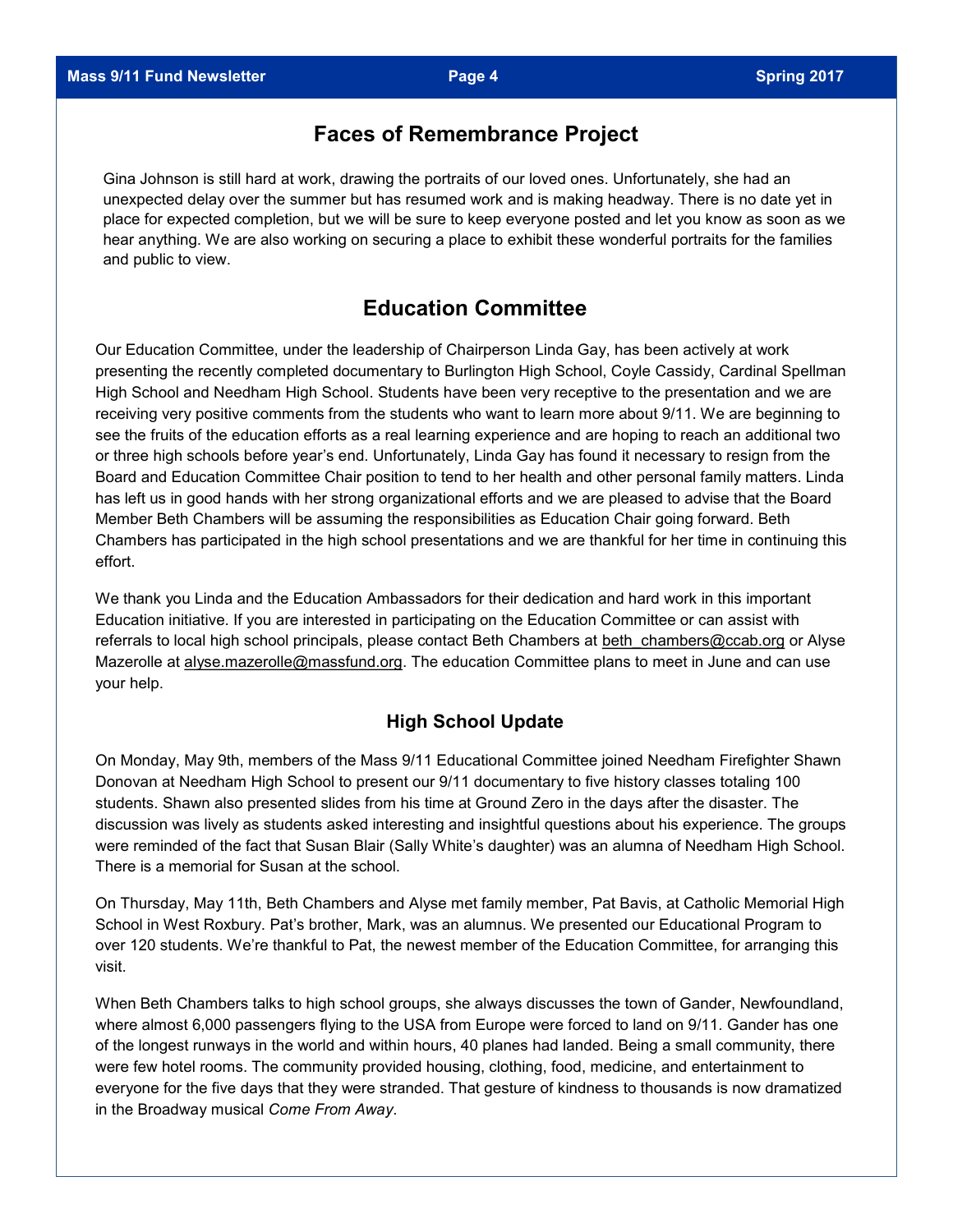## Faces of Remembrance Project

Gina Johnson is still hard at work, drawing the portraits of our loved ones. Unfortunately, she had an unexpected delay over the summer but has resumed work and is making headway. There is no date yet in place for expected completion, but we will be sure to keep everyone posted and let you know as soon as we hear anything. We are also working on securing a place to exhibit these wonderful portraits for the families and public to view.

## Education Committee

Our Education Committee, under the leadership of Chairperson Linda Gay, has been actively at work presenting the recently completed documentary to Burlington High School, Coyle Cassidy, Cardinal Spellman High School and Needham High School. Students have been very receptive to the presentation and we are receiving very positive comments from the students who want to learn more about 9/11. We are beginning to see the fruits of the education efforts as a real learning experience and are hoping to reach an additional two or three high schools before year's end. Unfortunately, Linda Gay has found it necessary to resign from the Board and Education Committee Chair position to tend to her health and other personal family matters. Linda has left us in good hands with her strong organizational efforts and we are pleased to advise that the Board Member Beth Chambers will be assuming the responsibilities as Education Chair going forward. Beth Chambers has participated in the high school presentations and we are thankful for her time in continuing this effort.

We thank you Linda and the Education Ambassadors for their dedication and hard work in this important Education initiative. If you are interested in participating on the Education Committee or can assist with referrals to local high school principals, please contact Beth Chambers at beth_chambers@ccab.org or Alyse Mazerolle at alyse.mazerolle@massfund.org. The education Committee plans to meet in June and can use your help.

### High School Update

On Monday, May 9th, members of the Mass 9/11 Educational Committee joined Needham Firefighter Shawn Donovan at Needham High School to present our 9/11 documentary to five history classes totaling 100 students. Shawn also presented slides from his time at Ground Zero in the days after the disaster. The discussion was lively as students asked interesting and insightful questions about his experience. The groups were reminded of the fact that Susan Blair (Sally White's daughter) was an alumna of Needham High School. There is a memorial for Susan at the school.

On Thursday, May 11th, Beth Chambers and Alyse met family member, Pat Bavis, at Catholic Memorial High School in West Roxbury. Pat's brother, Mark, was an alumnus. We presented our Educational Program to over 120 students. We're thankful to Pat, the newest member of the Education Committee, for arranging this visit.

When Beth Chambers talks to high school groups, she always discusses the town of Gander, Newfoundland, where almost 6,000 passengers flying to the USA from Europe were forced to land on 9/11. Gander has one of the longest runways in the world and within hours, 40 planes had landed. Being a small community, there were few hotel rooms. The community provided housing, clothing, food, medicine, and entertainment to everyone for the five days that they were stranded. That gesture of kindness to thousands is now dramatized in the Broadway musical *Come From Away*.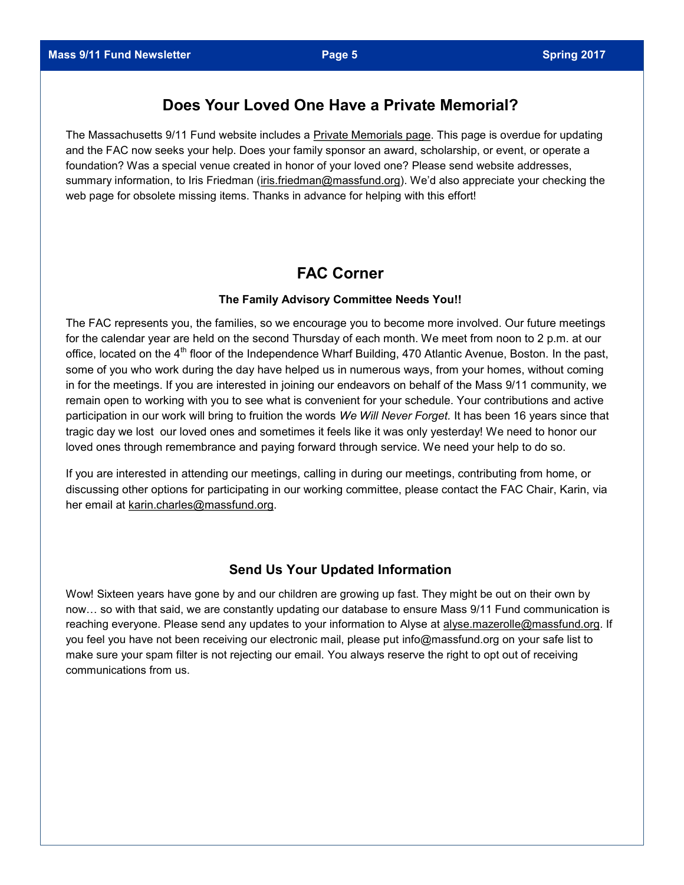## Does Your Loved One Have a Private Memorial?

The Massachusetts 9/11 Fund website includes a Private Memorials page. This page is overdue for updating and the FAC now seeks your help. Does your family sponsor an award, scholarship, or event, or operate a foundation? Was a special venue created in honor of your loved one? Please send website addresses, summary information, to Iris Friedman (iris.friedman@massfund.org). We'd also appreciate your checking the web page for obsolete missing items. Thanks in advance for helping with this effort!

## FAC Corner

**The Family Advisory Committee Needs You!!**

The FAC represents you, the families, so we encourage you to become more involved. Our future meetings for the calendar year are held on the second Thursday of each month. We meet from noon to 2 p.m. at our office, located on the 4th floor of the Independence Wharf Building, 470 Atlantic Avenue, Boston. In the past, some of you who work during the day have helped us in numerous ways, from your homes, without coming in for the meetings. If you are interested in joining our endeavors on behalf of the Mass 9/11 community, we remain open to working with you to see what is convenient for your schedule. Your contributions and active participation in our work will bring to fruition the words *We Will Never Forget.* It has been 16 years since that tragic day we lost our loved ones and sometimes it feels like it was only yesterday! We need to honor our loved ones through remembrance and paying forward through service. We need your help to do so.

If you are interested in attending our meetings, calling in during our meetings, contributing from home, or discussing other options for participating in our working committee, please contact the FAC Chair, Karin, via her email at karin.charles@massfund.org.

## Send Us Your Updated Information

Wow! Sixteen years have gone by and our children are growing up fast. They might be out on their own by now… so with that said, we are constantly updating our database to ensure Mass 9/11 Fund communication is reaching everyone. Please send any updates to your information to Alyse at alyse.mazerolle@massfund.org. If you feel you have not been receiving our electronic mail, please put info@massfund.org on your safe list to make sure your spam filter is not rejecting our email. You always reserve the right to opt out of receiving communications from us.